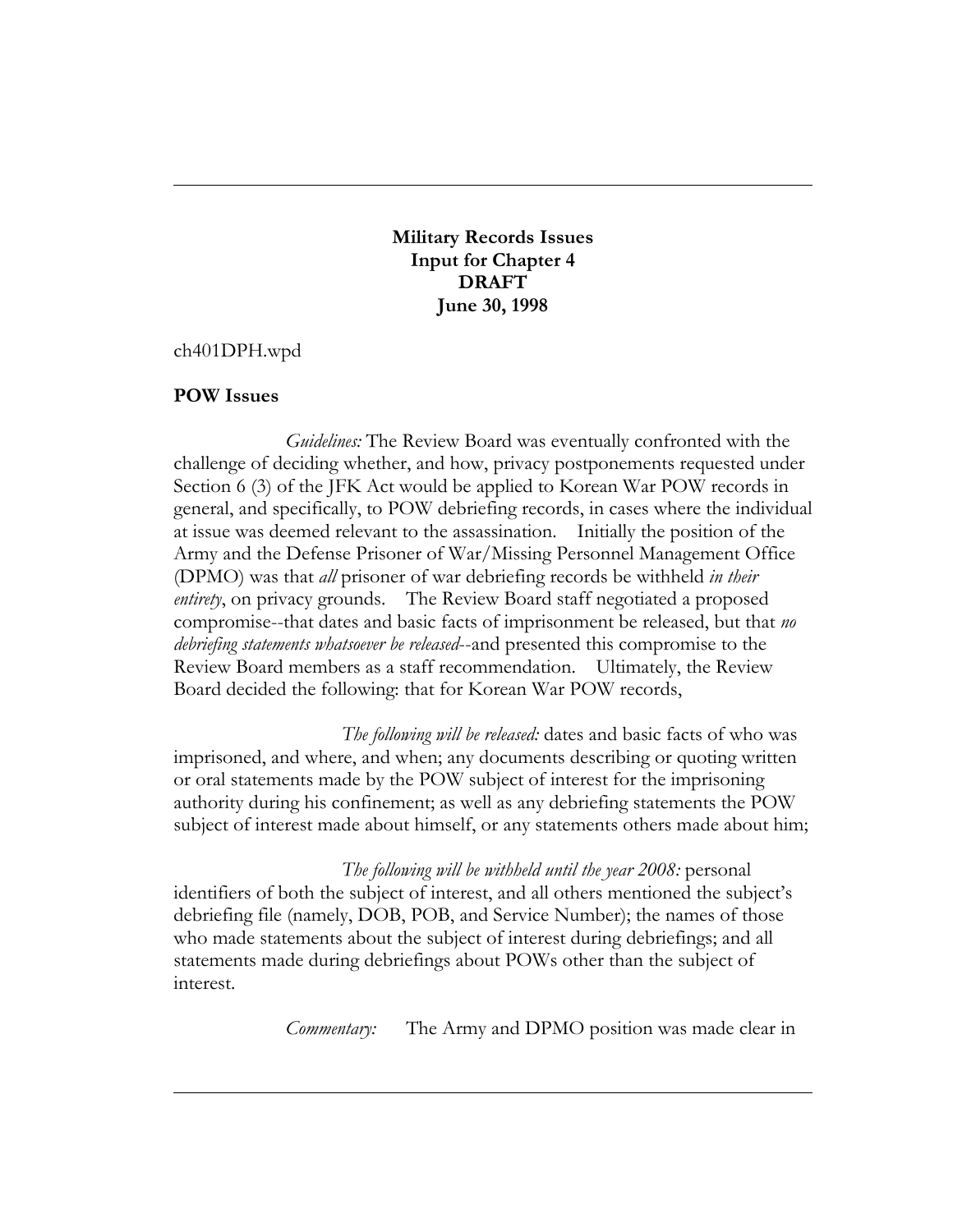**Military Records Issues**
**Input for Chapter 4**
**DRAFT**
**June 30, 1998**

ch401DPH.wpd

**POW Issues**

*Guidelines:* The Review Board was eventually confronted with the challenge of deciding whether, and how, privacy postponements requested under Section 6 (3) of the JFK Act would be applied to Korean War POW records in general, and specifically, to POW debriefing records, in cases where the individual at issue was deemed relevant to the assassination. Initially the position of the Army and the Defense Prisoner of War/Missing Personnel Management Office (DPMO) was that *all* prisoner of war debriefing records be withheld *in their entirety*, on privacy grounds. The Review Board staff negotiated a proposed compromise--that dates and basic facts of imprisonment be released, but that *no debriefing statements whatsoever be released*--and presented this compromise to the Review Board members as a staff recommendation. Ultimately, the Review Board decided the following: that for Korean War POW records,

*The following will be released:* dates and basic facts of who was imprisoned, and where, and when; any documents describing or quoting written or oral statements made by the POW subject of interest for the imprisoning authority during his confinement; as well as any debriefing statements the POW subject of interest made about himself, or any statements others made about him;

*The following will be withheld until the year 2008:* personal identifiers of both the subject of interest, and all others mentioned the subject's debriefing file (namely, DOB, POB, and Service Number); the names of those who made statements about the subject of interest during debriefings; and all statements made during debriefings about POWs other than the subject of interest.

*Commentary:* The Army and DPMO position was made clear in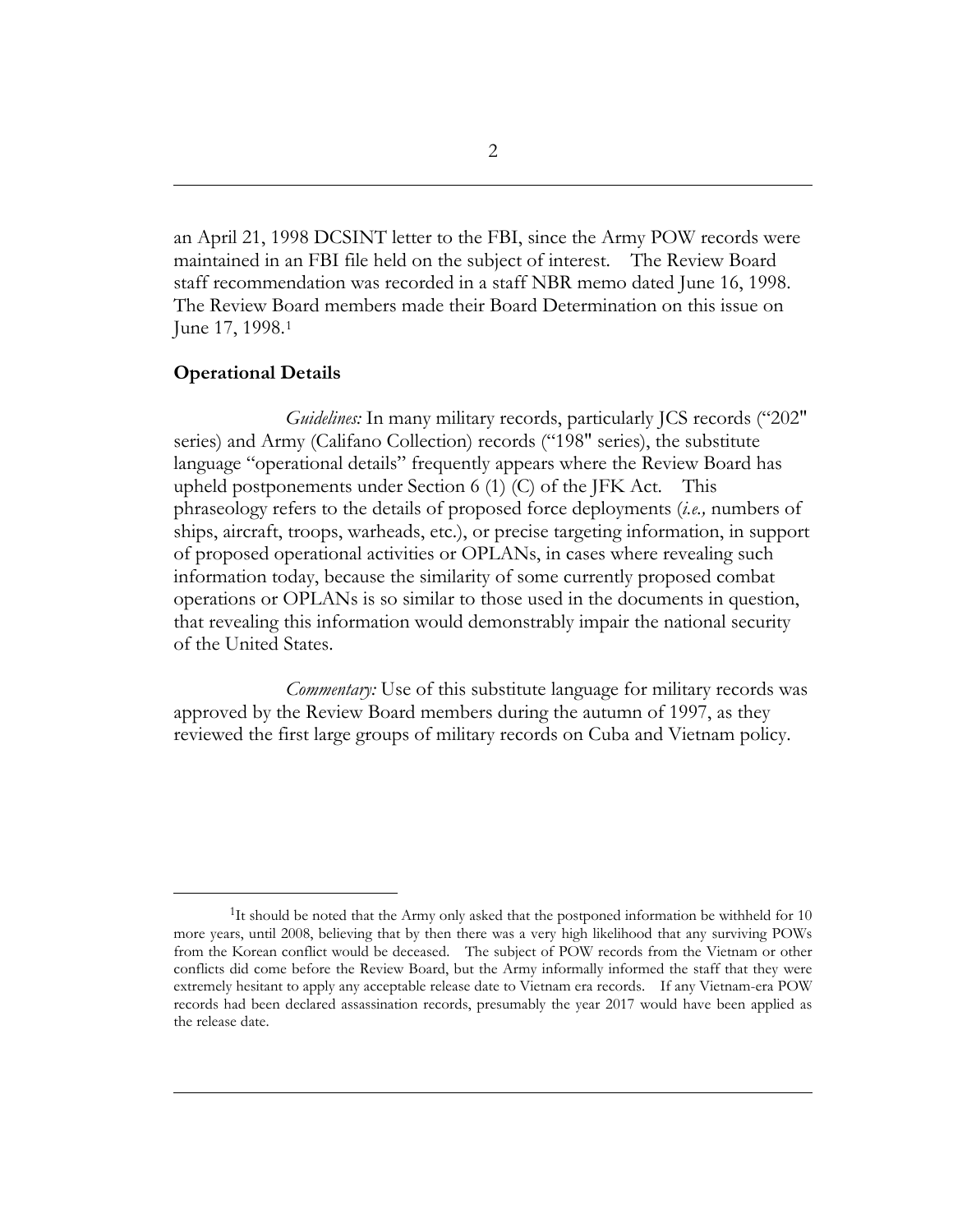an April 21, 1998 DCSINT letter to the FBI, since the Army POW records were maintained in an FBI file held on the subject of interest. The Review Board staff recommendation was recorded in a staff NBR memo dated June 16, 1998. The Review Board members made their Board Determination on this issue on June 17, 1998.[1]

**Operational Details**

*Guidelines:* In many military records, particularly JCS records ("202" series) and Army (Califano Collection) records ("198" series), the substitute language "operational details" frequently appears where the Review Board has upheld postponements under Section 6 (1) (C) of the JFK Act. This phraseology refers to the details of proposed force deployments (*i.e.,* numbers of ships, aircraft, troops, warheads, etc.), or precise targeting information, in support of proposed operational activities or OPLANs, in cases where revealing such information today, because the similarity of some currently proposed combat operations or OPLANs is so similar to those used in the documents in question, that revealing this information would demonstrably impair the national security of the United States.

*Commentary:* Use of this substitute language for military records was approved by the Review Board members during the autumn of 1997, as they reviewed the first large groups of military records on Cuba and Vietnam policy.

---

[1] It should be noted that the Army only asked that the postponed information be withheld for 10 more years, until 2008, believing that by then there was a very high likelihood that any surviving POWs from the Korean conflict would be deceased. The subject of POW records from the Vietnam or other conflicts did come before the Review Board, but the Army informally informed the staff that they were extremely hesitant to apply any acceptable release date to Vietnam era records. If any Vietnam-era POW records had been declared assassination records, presumably the year 2017 would have been applied as the release date.